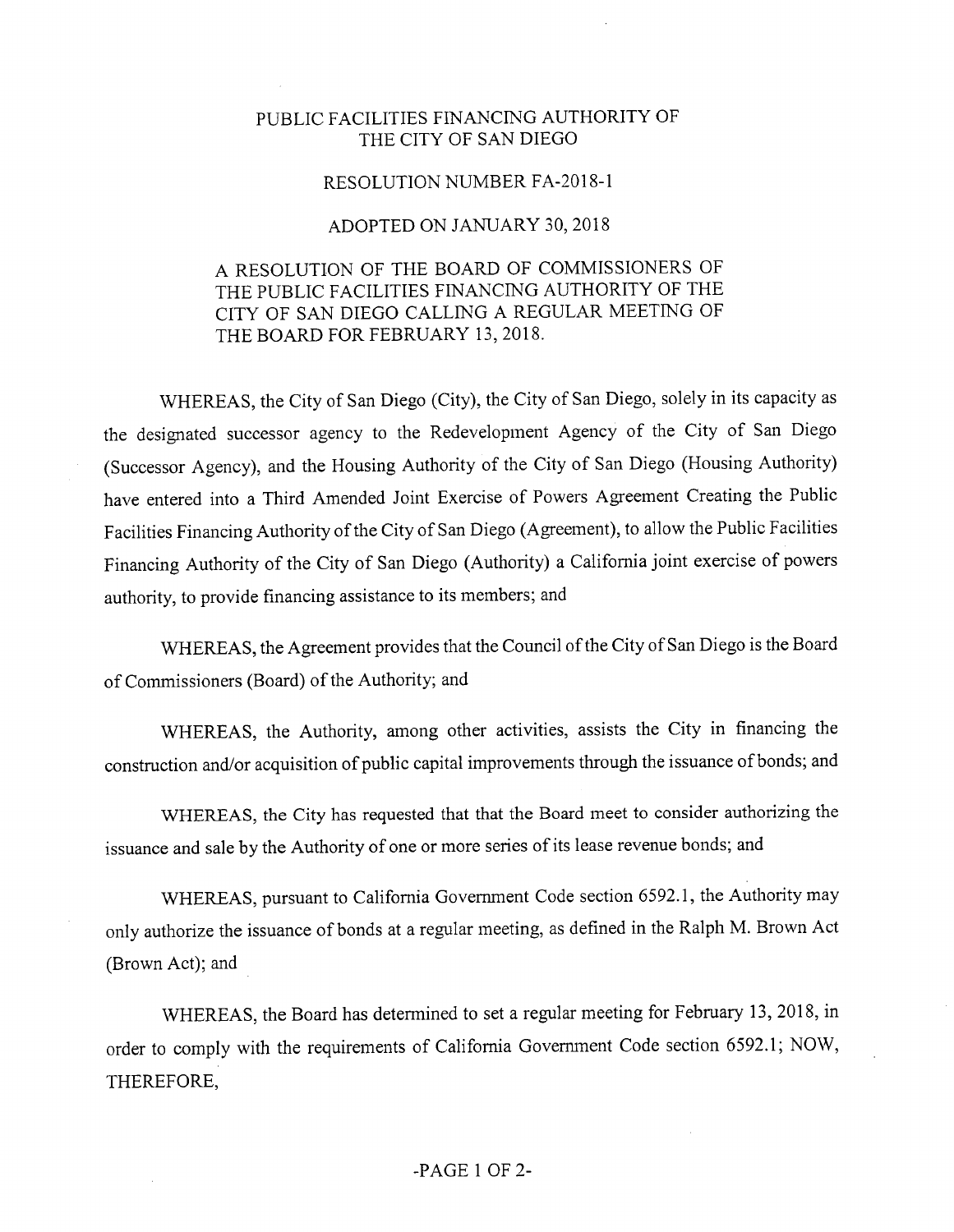# PUBLIC FACILITIES FINANCING AUTHORITY OF THE CITY OF SAN DIEGO

## RESOLUTION NUMBER FA-2018-1

## ADOPTED ON JANUARY 30, 2018

### A RESOLUTION OF THE BOARD OF COMMISSIONERS OF THE PUBLIC FACILITIES FINANCING AUTHORITY OF THE CITY OF SAN DIEGO CALLING A REGULAR MEETING OF THE BOARD FOR FEBRUARY 13, 2018.

WHEREAS, the City of San Diego (City), the City of San Diego, solely in its capacity as the designated successor agency to the Redevelopment Agency of the City of San Diego (Successor Agency), and the Housing Authority of the City of San Diego (Housing Authority) have entered into a Third Amended Joint Exercise of Powers Agreement Creating the Public Facilities Financing Authority of the City of San Diego (Agreement), to allow the Public Facilities Financing Authority of the City of San Diego (Authority) a California joint exercise of powers authority, to provide financing assistance to its members; and

WHEREAS, the Agreement provides that the Council of the City of San Diego is the Board of Commissioners (Board) of the Authority; and

WHEREAS, the Authority, among other activities, assists the City in financing the construction and/or acquisition of public capital improvements through the issuance of bonds; and

WHEREAS, the City has requested that that the Board meet to consider authorizing the issuance and sale by the Authority of one or more series of its lease revenue bonds; and

WHEREAS, pursuant to California Government Code section 6592.1, the Authority may only authorize the issuance of bonds at a regular meeting, as defined in the Ralph M. Brown Act (Brown Act); and

WHEREAS, the Board has determined to set a regular meeting for February 13, 2018, in order to comply with the requirements of California Government Code section 6592.1; NOW, THEREFORE,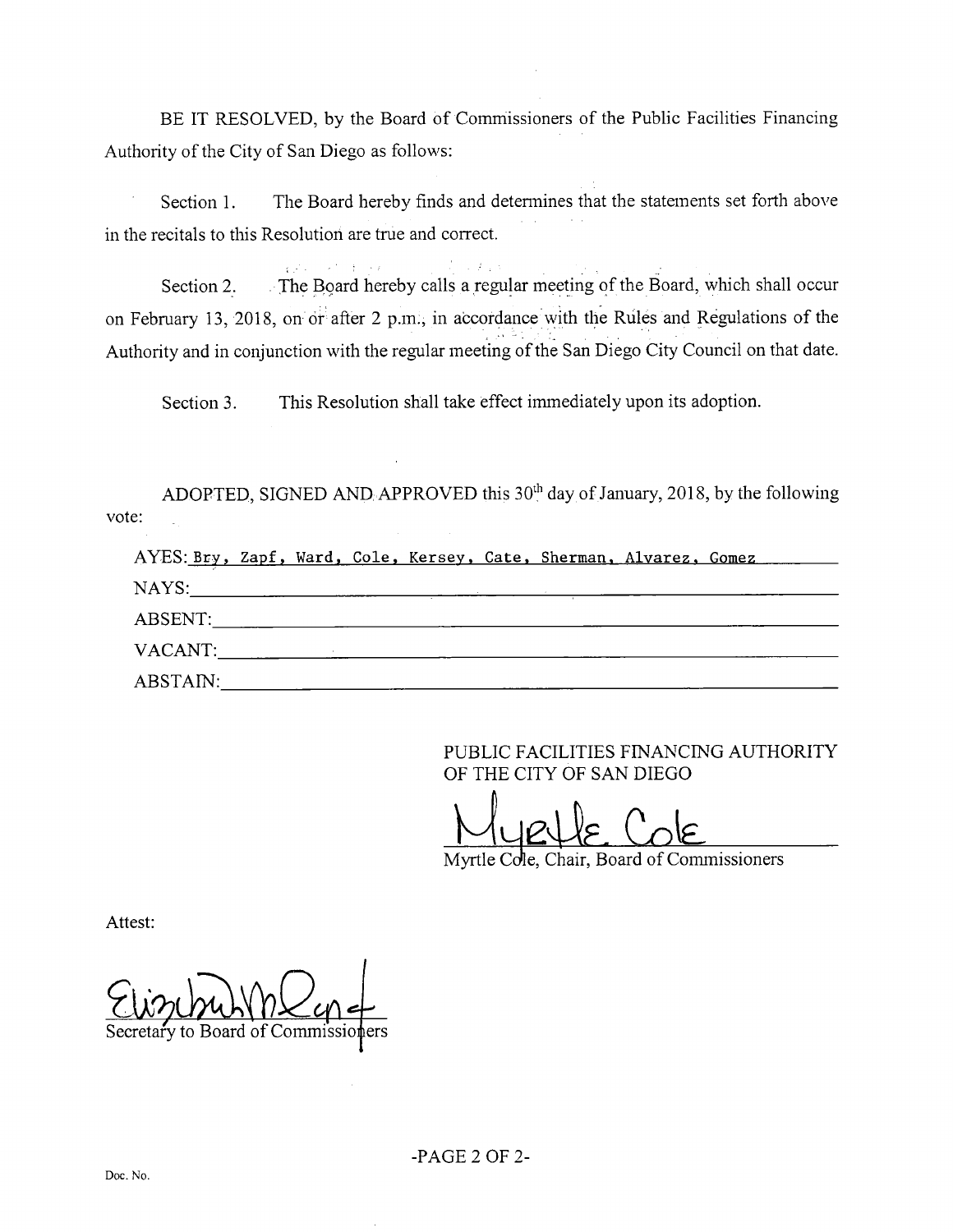BE IT RESOLVED, by the Board of Commissioners of the Public Facilities Financing Authority of the City of San Diego as follows:

Section 1. The Board hereby finds and determines that the statements set forth above in the recitals to this Resolution are true and correct.

Section 2. The Board hereby calls a regular meeting of the Board, which shall occur on February 13, 2018, on or after 2 p.m., in accordance with the Rules and Regulations of the Authority and in conjunction with the regular meeting of the San Diego City Council on that date.

Section 3. This Resolution shall take effect immediately upon its adoption.

ADOPTED, SIGNED AND APPROVED this 30th day of January, 2018, by the following vote:

AYES: Bry, Zapf, Ward, Cole, Kersey, Cate, Sherman, Alvarez, Gomez

NAYS: \_\_\_\_\_\_\_\_\_\_

ABSENT: \_\_\_\_\_\_\_\_\_\_

VACANT: \_\_\_\_\_\_\_\_\_\_

ABSTAIN: \_\_\_\_\_\_\_\_\_\_

PUBLIC FACILITIES FINANCING AUTHORITY OF THE CITY OF SAN DIEGO

Myrtle Cole

Myrtle Cole, Chair, Board of Commissioners

Attest:

Elizabeth Maland

Secretary to Board of Commissioners

Doc. No.